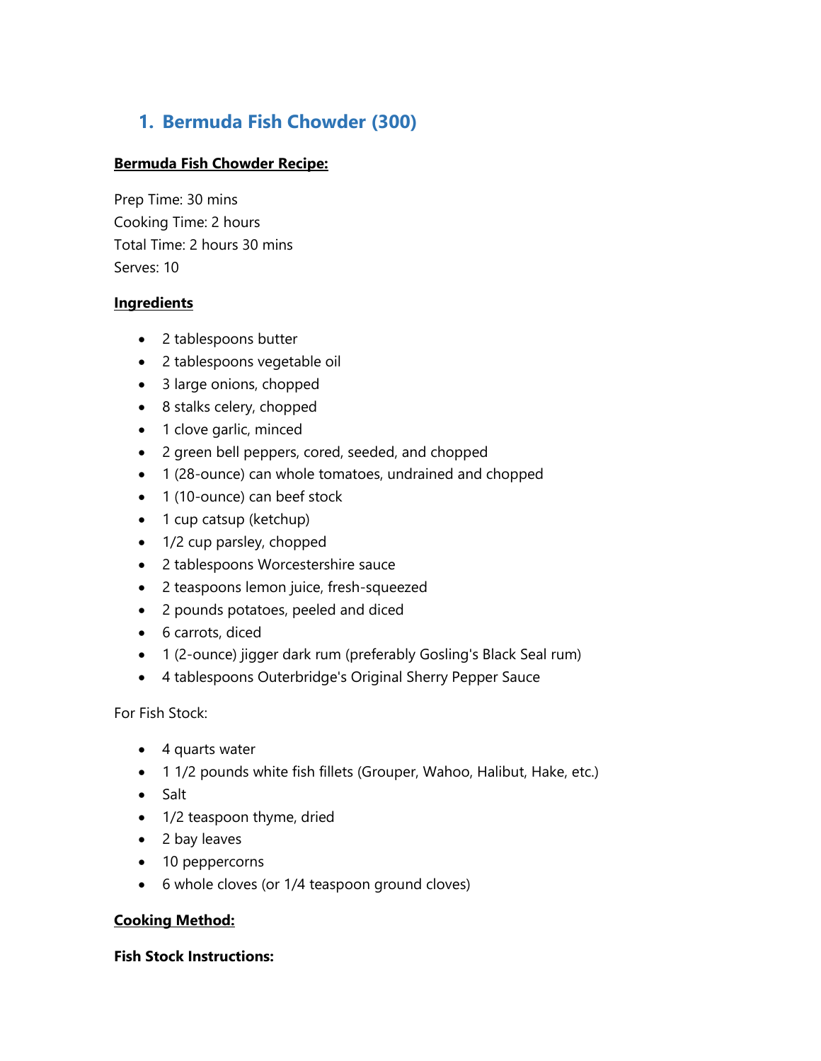## 1. Bermuda Fish Chowder (300)

**Bermuda Fish Chowder Recipe:**

Prep Time: 30 mins
Cooking Time: 2 hours
Total Time: 2 hours 30 mins
Serves: 10

**Ingredients**

- 2 tablespoons butter
- 2 tablespoons vegetable oil
- 3 large onions, chopped
- 8 stalks celery, chopped
- 1 clove garlic, minced
- 2 green bell peppers, cored, seeded, and chopped
- 1 (28-ounce) can whole tomatoes, undrained and chopped
- 1 (10-ounce) can beef stock
- 1 cup catsup (ketchup)
- 1/2 cup parsley, chopped
- 2 tablespoons Worcestershire sauce
- 2 teaspoons lemon juice, fresh-squeezed
- 2 pounds potatoes, peeled and diced
- 6 carrots, diced
- 1 (2-ounce) jigger dark rum (preferably Gosling's Black Seal rum)
- 4 tablespoons Outerbridge's Original Sherry Pepper Sauce

For Fish Stock:

- 4 quarts water
- 1 1/2 pounds white fish fillets (Grouper, Wahoo, Halibut, Hake, etc.)
- Salt
- 1/2 teaspoon thyme, dried
- 2 bay leaves
- 10 peppercorns
- 6 whole cloves (or 1/4 teaspoon ground cloves)

**Cooking Method:**

**Fish Stock Instructions:**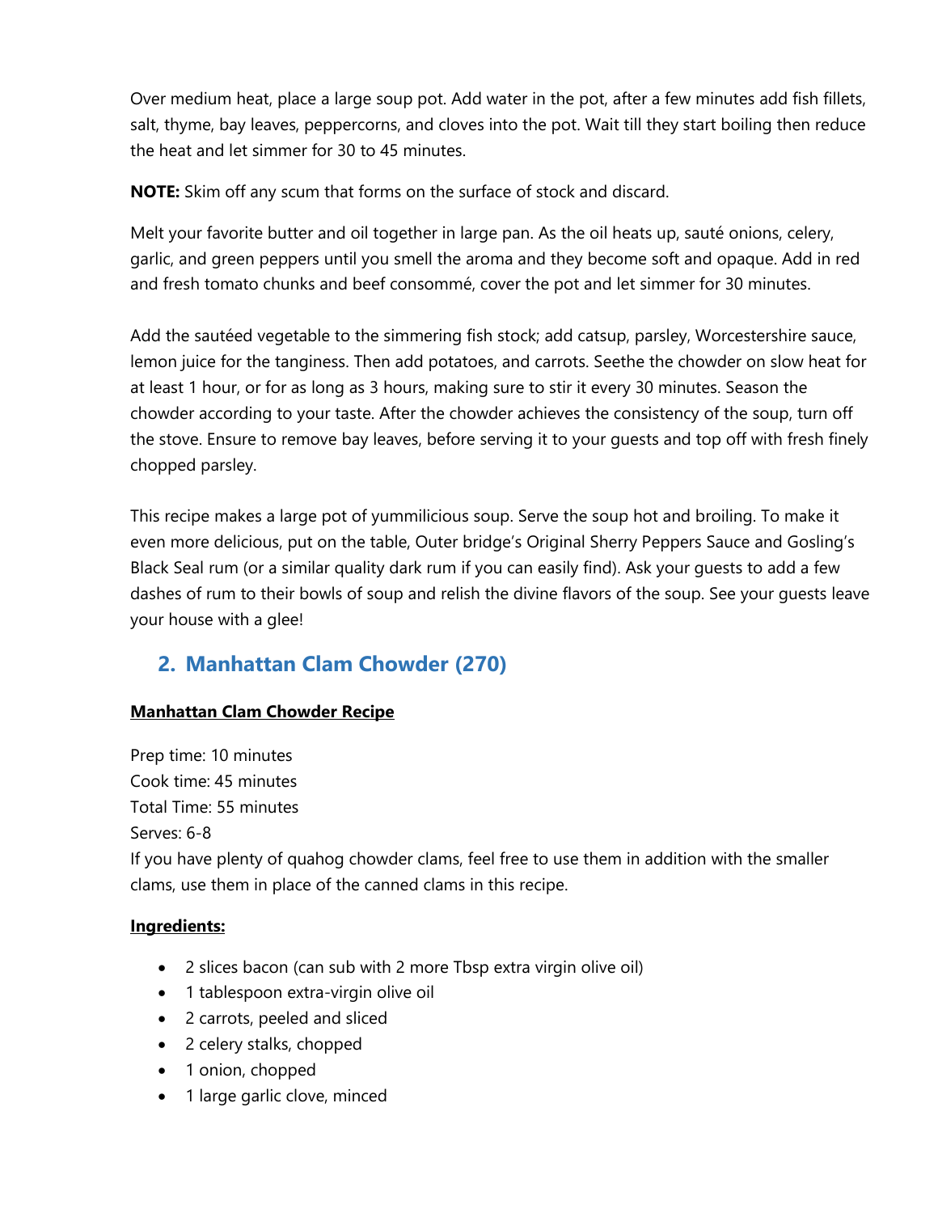Over medium heat, place a large soup pot. Add water in the pot, after a few minutes add fish fillets, salt, thyme, bay leaves, peppercorns, and cloves into the pot. Wait till they start boiling then reduce the heat and let simmer for 30 to 45 minutes.

**NOTE:** Skim off any scum that forms on the surface of stock and discard.

Melt your favorite butter and oil together in large pan. As the oil heats up, sauté onions, celery, garlic, and green peppers until you smell the aroma and they become soft and opaque. Add in red and fresh tomato chunks and beef consommé, cover the pot and let simmer for 30 minutes.

Add the sautéed vegetable to the simmering fish stock; add catsup, parsley, Worcestershire sauce, lemon juice for the tanginess. Then add potatoes, and carrots. Seethe the chowder on slow heat for at least 1 hour, or for as long as 3 hours, making sure to stir it every 30 minutes. Season the chowder according to your taste. After the chowder achieves the consistency of the soup, turn off the stove. Ensure to remove bay leaves, before serving it to your guests and top off with fresh finely chopped parsley.

This recipe makes a large pot of yummilicious soup. Serve the soup hot and broiling. To make it even more delicious, put on the table, Outer bridge's Original Sherry Peppers Sauce and Gosling's Black Seal rum (or a similar quality dark rum if you can easily find). Ask your guests to add a few dashes of rum to their bowls of soup and relish the divine flavors of the soup. See your guests leave your house with a glee!

## 2. Manhattan Clam Chowder (270)

**Manhattan Clam Chowder Recipe**

Prep time: 10 minutes
Cook time: 45 minutes
Total Time: 55 minutes
Serves: 6-8
If you have plenty of quahog chowder clams, feel free to use them in addition with the smaller clams, use them in place of the canned clams in this recipe.

**Ingredients:**

- 2 slices bacon (can sub with 2 more Tbsp extra virgin olive oil)
- 1 tablespoon extra-virgin olive oil
- 2 carrots, peeled and sliced
- 2 celery stalks, chopped
- 1 onion, chopped
- 1 large garlic clove, minced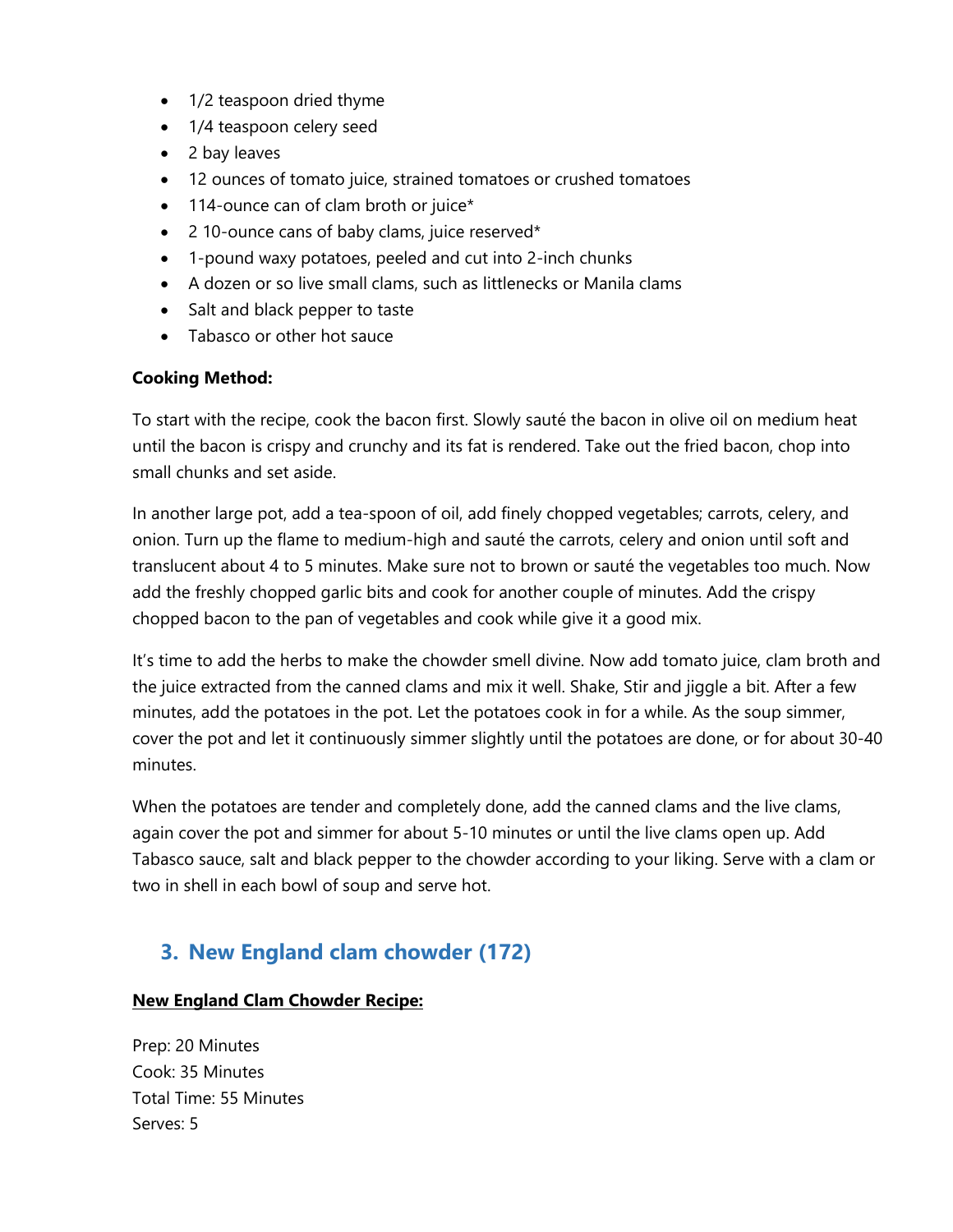- 1/2 teaspoon dried thyme
- 1/4 teaspoon celery seed
- 2 bay leaves
- 12 ounces of tomato juice, strained tomatoes or crushed tomatoes
- 114-ounce can of clam broth or juice*
- 2 10-ounce cans of baby clams, juice reserved*
- 1-pound waxy potatoes, peeled and cut into 2-inch chunks
- A dozen or so live small clams, such as littlenecks or Manila clams
- Salt and black pepper to taste
- Tabasco or other hot sauce

**Cooking Method:**

To start with the recipe, cook the bacon first. Slowly sauté the bacon in olive oil on medium heat until the bacon is crispy and crunchy and its fat is rendered. Take out the fried bacon, chop into small chunks and set aside.

In another large pot, add a tea-spoon of oil, add finely chopped vegetables; carrots, celery, and onion. Turn up the flame to medium-high and sauté the carrots, celery and onion until soft and translucent about 4 to 5 minutes. Make sure not to brown or sauté the vegetables too much. Now add the freshly chopped garlic bits and cook for another couple of minutes. Add the crispy chopped bacon to the pan of vegetables and cook while give it a good mix.

It's time to add the herbs to make the chowder smell divine. Now add tomato juice, clam broth and the juice extracted from the canned clams and mix it well. Shake, Stir and jiggle a bit. After a few minutes, add the potatoes in the pot. Let the potatoes cook in for a while. As the soup simmer, cover the pot and let it continuously simmer slightly until the potatoes are done, or for about 30-40 minutes.

When the potatoes are tender and completely done, add the canned clams and the live clams, again cover the pot and simmer for about 5-10 minutes or until the live clams open up. Add Tabasco sauce, salt and black pepper to the chowder according to your liking. Serve with a clam or two in shell in each bowl of soup and serve hot.

## 3. New England clam chowder (172)

**New England Clam Chowder Recipe:**

Prep: 20 Minutes
Cook: 35 Minutes
Total Time: 55 Minutes
Serves: 5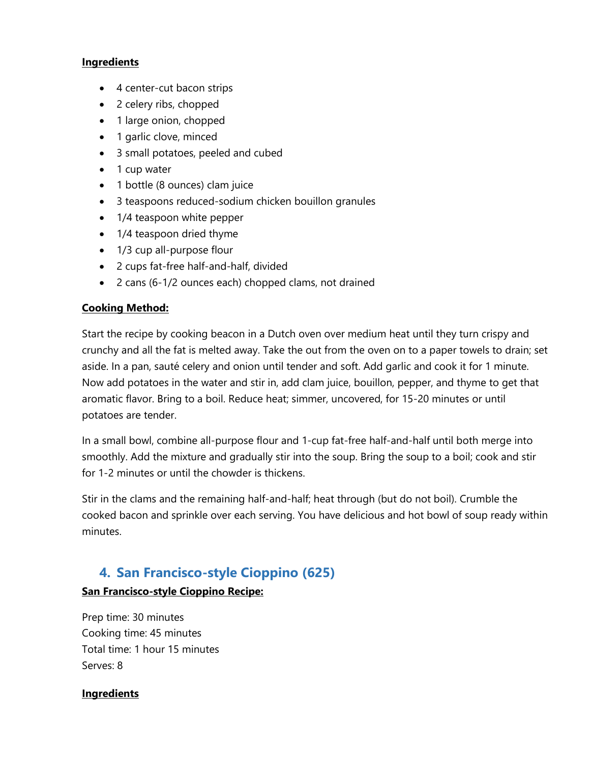**Ingredients**

- 4 center-cut bacon strips
- 2 celery ribs, chopped
- 1 large onion, chopped
- 1 garlic clove, minced
- 3 small potatoes, peeled and cubed
- 1 cup water
- 1 bottle (8 ounces) clam juice
- 3 teaspoons reduced-sodium chicken bouillon granules
- 1/4 teaspoon white pepper
- 1/4 teaspoon dried thyme
- 1/3 cup all-purpose flour
- 2 cups fat-free half-and-half, divided
- 2 cans (6-1/2 ounces each) chopped clams, not drained

**Cooking Method:**

Start the recipe by cooking beacon in a Dutch oven over medium heat until they turn crispy and crunchy and all the fat is melted away. Take the out from the oven on to a paper towels to drain; set aside. In a pan, sauté celery and onion until tender and soft. Add garlic and cook it for 1 minute. Now add potatoes in the water and stir in, add clam juice, bouillon, pepper, and thyme to get that aromatic flavor. Bring to a boil. Reduce heat; simmer, uncovered, for 15-20 minutes or until potatoes are tender.

In a small bowl, combine all-purpose flour and 1-cup fat-free half-and-half until both merge into smoothly. Add the mixture and gradually stir into the soup. Bring the soup to a boil; cook and stir for 1-2 minutes or until the chowder is thickens.

Stir in the clams and the remaining half-and-half; heat through (but do not boil). Crumble the cooked bacon and sprinkle over each serving. You have delicious and hot bowl of soup ready within minutes.

## 4. San Francisco-style Cioppino (625)

**San Francisco-style Cioppino Recipe:**

Prep time: 30 minutes
Cooking time: 45 minutes
Total time: 1 hour 15 minutes
Serves: 8

**Ingredients**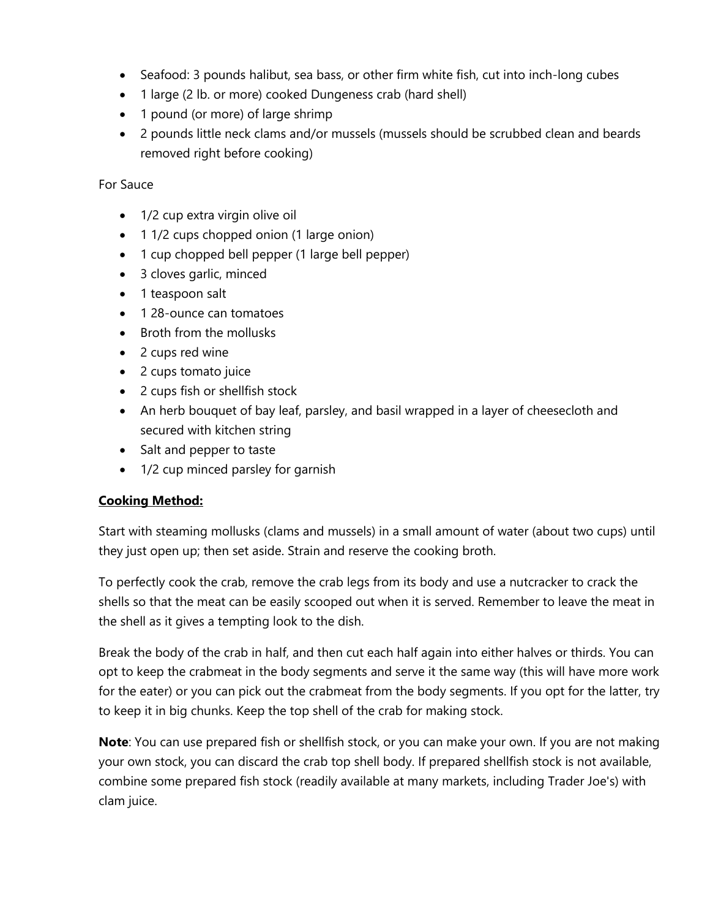- Seafood: 3 pounds halibut, sea bass, or other firm white fish, cut into inch-long cubes
- 1 large (2 lb. or more) cooked Dungeness crab (hard shell)
- 1 pound (or more) of large shrimp
- 2 pounds little neck clams and/or mussels (mussels should be scrubbed clean and beards removed right before cooking)

For Sauce

- 1/2 cup extra virgin olive oil
- 1 1/2 cups chopped onion (1 large onion)
- 1 cup chopped bell pepper (1 large bell pepper)
- 3 cloves garlic, minced
- 1 teaspoon salt
- 1 28-ounce can tomatoes
- Broth from the mollusks
- 2 cups red wine
- 2 cups tomato juice
- 2 cups fish or shellfish stock
- An herb bouquet of bay leaf, parsley, and basil wrapped in a layer of cheesecloth and secured with kitchen string
- Salt and pepper to taste
- 1/2 cup minced parsley for garnish

**<u>Cooking Method:</u>**

Start with steaming mollusks (clams and mussels) in a small amount of water (about two cups) until they just open up; then set aside. Strain and reserve the cooking broth.

To perfectly cook the crab, remove the crab legs from its body and use a nutcracker to crack the shells so that the meat can be easily scooped out when it is served. Remember to leave the meat in the shell as it gives a tempting look to the dish.

Break the body of the crab in half, and then cut each half again into either halves or thirds. You can opt to keep the crabmeat in the body segments and serve it the same way (this will have more work for the eater) or you can pick out the crabmeat from the body segments. If you opt for the latter, try to keep it in big chunks. Keep the top shell of the crab for making stock.

**Note**: You can use prepared fish or shellfish stock, or you can make your own. If you are not making your own stock, you can discard the crab top shell body. If prepared shellfish stock is not available, combine some prepared fish stock (readily available at many markets, including Trader Joe's) with clam juice.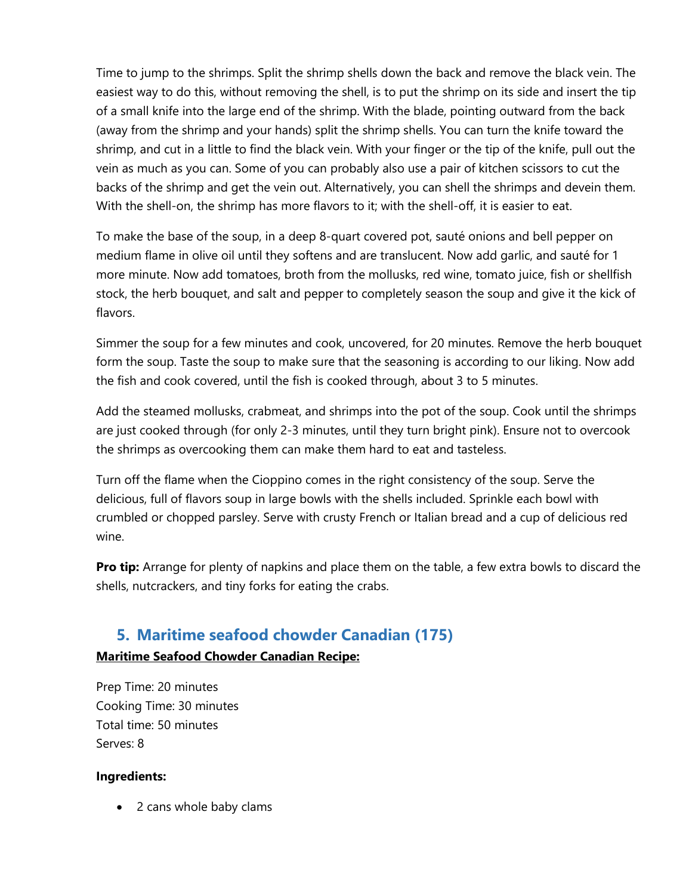Time to jump to the shrimps. Split the shrimp shells down the back and remove the black vein. The easiest way to do this, without removing the shell, is to put the shrimp on its side and insert the tip of a small knife into the large end of the shrimp. With the blade, pointing outward from the back (away from the shrimp and your hands) split the shrimp shells. You can turn the knife toward the shrimp, and cut in a little to find the black vein. With your finger or the tip of the knife, pull out the vein as much as you can. Some of you can probably also use a pair of kitchen scissors to cut the backs of the shrimp and get the vein out. Alternatively, you can shell the shrimps and devein them. With the shell-on, the shrimp has more flavors to it; with the shell-off, it is easier to eat.

To make the base of the soup, in a deep 8-quart covered pot, sauté onions and bell pepper on medium flame in olive oil until they softens and are translucent. Now add garlic, and sauté for 1 more minute. Now add tomatoes, broth from the mollusks, red wine, tomato juice, fish or shellfish stock, the herb bouquet, and salt and pepper to completely season the soup and give it the kick of flavors.

Simmer the soup for a few minutes and cook, uncovered, for 20 minutes. Remove the herb bouquet form the soup. Taste the soup to make sure that the seasoning is according to our liking. Now add the fish and cook covered, until the fish is cooked through, about 3 to 5 minutes.

Add the steamed mollusks, crabmeat, and shrimps into the pot of the soup. Cook until the shrimps are just cooked through (for only 2-3 minutes, until they turn bright pink). Ensure not to overcook the shrimps as overcooking them can make them hard to eat and tasteless.

Turn off the flame when the Cioppino comes in the right consistency of the soup. Serve the delicious, full of flavors soup in large bowls with the shells included. Sprinkle each bowl with crumbled or chopped parsley. Serve with crusty French or Italian bread and a cup of delicious red wine.

**Pro tip:** Arrange for plenty of napkins and place them on the table, a few extra bowls to discard the shells, nutcrackers, and tiny forks for eating the crabs.

## 5. Maritime seafood chowder Canadian (175)

**Maritime Seafood Chowder Canadian Recipe:**

Prep Time: 20 minutes
Cooking Time: 30 minutes
Total time: 50 minutes
Serves: 8

**Ingredients:**

- 2 cans whole baby clams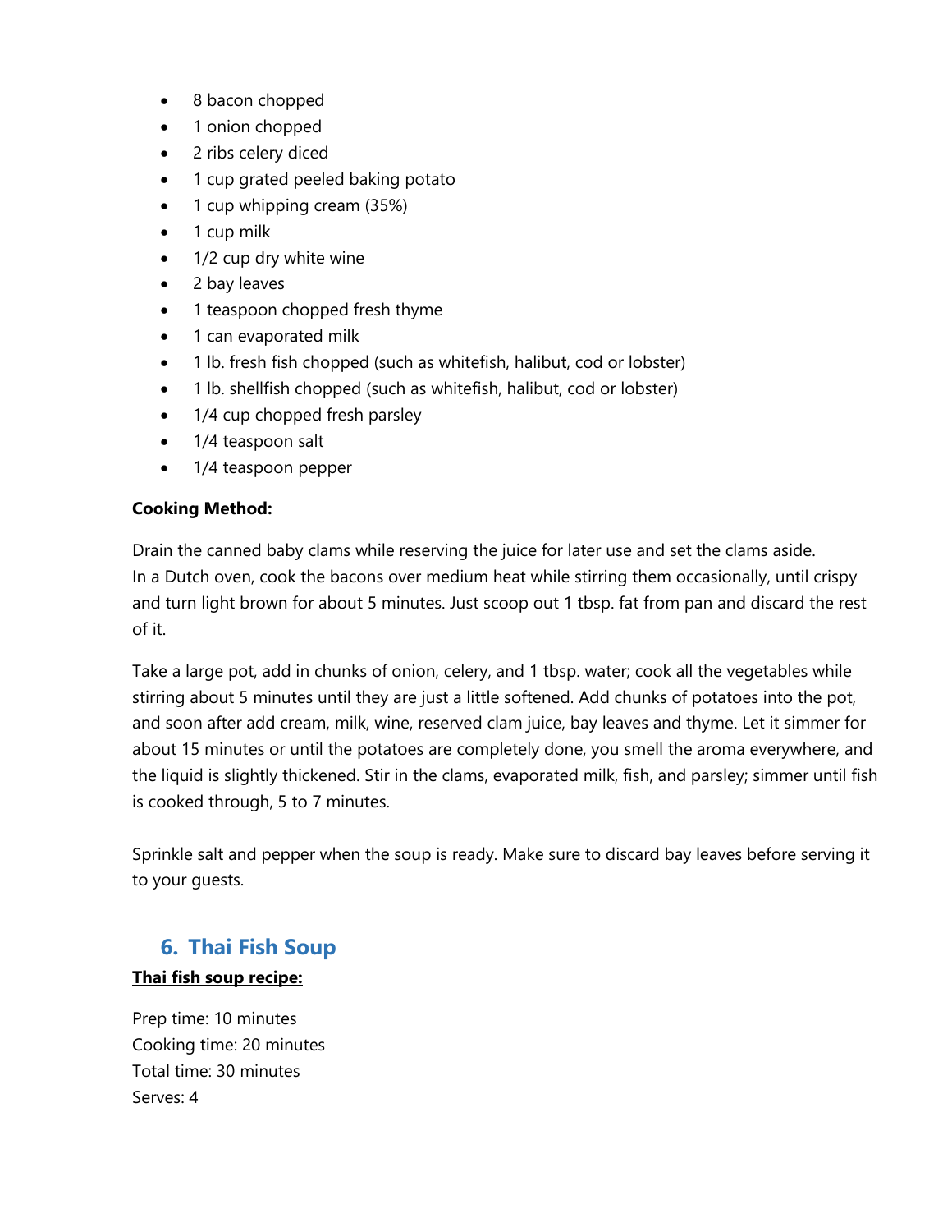- 8 bacon chopped
- 1 onion chopped
- 2 ribs celery diced
- 1 cup grated peeled baking potato
- 1 cup whipping cream (35%)
- 1 cup milk
- 1/2 cup dry white wine
- 2 bay leaves
- 1 teaspoon chopped fresh thyme
- 1 can evaporated milk
- 1 lb. fresh fish chopped (such as whitefish, halibut, cod or lobster)
- 1 lb. shellfish chopped (such as whitefish, halibut, cod or lobster)
- 1/4 cup chopped fresh parsley
- 1/4 teaspoon salt
- 1/4 teaspoon pepper

**<u>Cooking Method:</u>**

Drain the canned baby clams while reserving the juice for later use and set the clams aside. In a Dutch oven, cook the bacons over medium heat while stirring them occasionally, until crispy and turn light brown for about 5 minutes. Just scoop out 1 tbsp. fat from pan and discard the rest of it.

Take a large pot, add in chunks of onion, celery, and 1 tbsp. water; cook all the vegetables while stirring about 5 minutes until they are just a little softened. Add chunks of potatoes into the pot, and soon after add cream, milk, wine, reserved clam juice, bay leaves and thyme. Let it simmer for about 15 minutes or until the potatoes are completely done, you smell the aroma everywhere, and the liquid is slightly thickened. Stir in the clams, evaporated milk, fish, and parsley; simmer until fish is cooked through, 5 to 7 minutes.

Sprinkle salt and pepper when the soup is ready. Make sure to discard bay leaves before serving it to your guests.

## 6. Thai Fish Soup

**<u>Thai fish soup recipe:</u>**

Prep time: 10 minutes
Cooking time: 20 minutes
Total time: 30 minutes
Serves: 4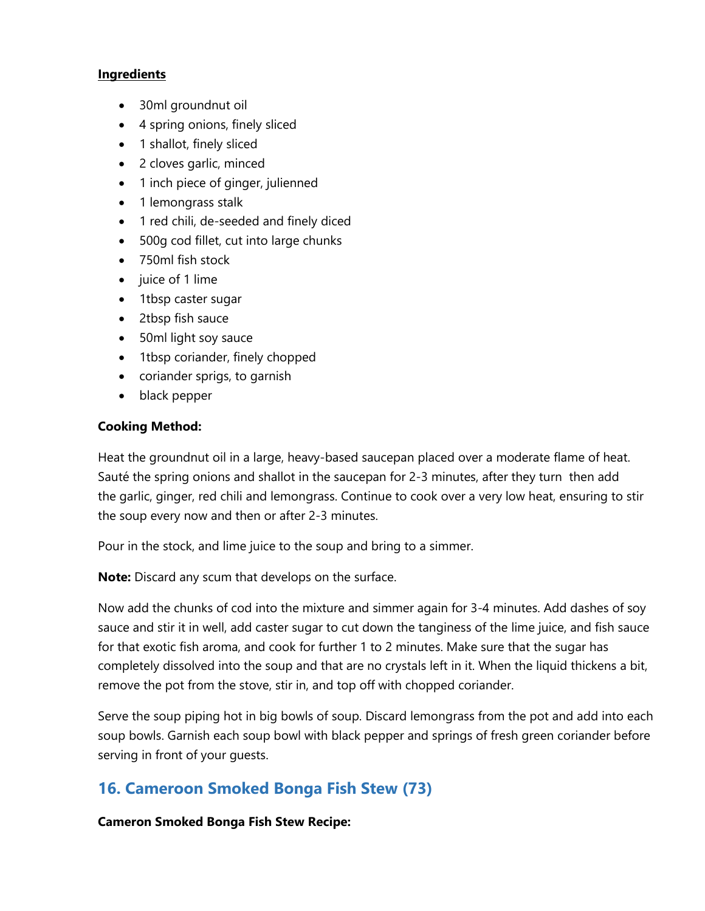**Ingredients**

- 30ml groundnut oil
- 4 spring onions, finely sliced
- 1 shallot, finely sliced
- 2 cloves garlic, minced
- 1 inch piece of ginger, julienned
- 1 lemongrass stalk
- 1 red chili, de-seeded and finely diced
- 500g cod fillet, cut into large chunks
- 750ml fish stock
- juice of 1 lime
- 1tbsp caster sugar
- 2tbsp fish sauce
- 50ml light soy sauce
- 1tbsp coriander, finely chopped
- coriander sprigs, to garnish
- black pepper

**Cooking Method:**

Heat the groundnut oil in a large, heavy-based saucepan placed over a moderate flame of heat. Sauté the spring onions and shallot in the saucepan for 2-3 minutes, after they turn then add the garlic, ginger, red chili and lemongrass. Continue to cook over a very low heat, ensuring to stir the soup every now and then or after 2-3 minutes.

Pour in the stock, and lime juice to the soup and bring to a simmer.

**Note:** Discard any scum that develops on the surface.

Now add the chunks of cod into the mixture and simmer again for 3-4 minutes. Add dashes of soy sauce and stir it in well, add caster sugar to cut down the tanginess of the lime juice, and fish sauce for that exotic fish aroma, and cook for further 1 to 2 minutes. Make sure that the sugar has completely dissolved into the soup and that are no crystals left in it. When the liquid thickens a bit, remove the pot from the stove, stir in, and top off with chopped coriander.

Serve the soup piping hot in big bowls of soup. Discard lemongrass from the pot and add into each soup bowls. Garnish each soup bowl with black pepper and springs of fresh green coriander before serving in front of your guests.

## 16. Cameroon Smoked Bonga Fish Stew (73)

**Cameron Smoked Bonga Fish Stew Recipe:**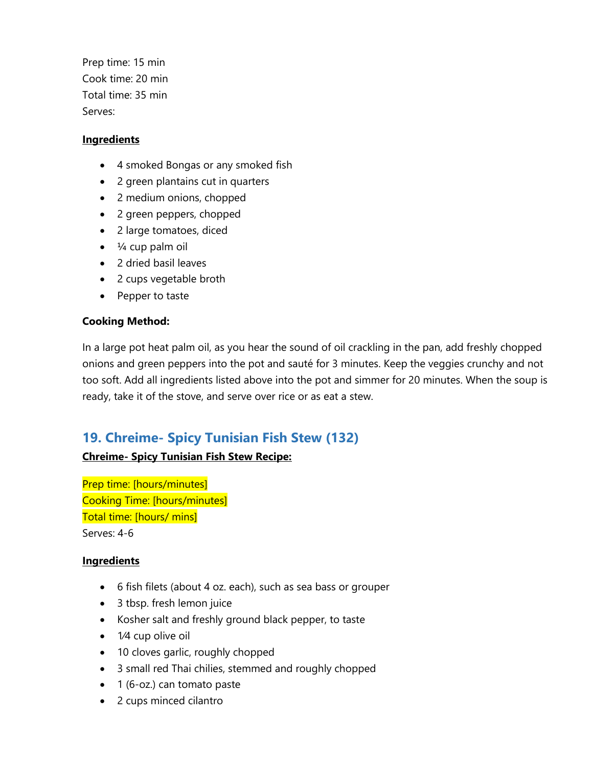Prep time: 15 min
Cook time: 20 min
Total time: 35 min
Serves:

**Ingredients**

- 4 smoked Bongas or any smoked fish
- 2 green plantains cut in quarters
- 2 medium onions, chopped
- 2 green peppers, chopped
- 2 large tomatoes, diced
- ¼ cup palm oil
- 2 dried basil leaves
- 2 cups vegetable broth
- Pepper to taste

**Cooking Method:**

In a large pot heat palm oil, as you hear the sound of oil crackling in the pan, add freshly chopped onions and green peppers into the pot and sauté for 3 minutes. Keep the veggies crunchy and not too soft. Add all ingredients listed above into the pot and simmer for 20 minutes. When the soup is ready, take it of the stove, and serve over rice or as eat a stew.

## 19. Chreime- Spicy Tunisian Fish Stew (132)

**Chreime- Spicy Tunisian Fish Stew Recipe:**

Prep time: [hours/minutes]
Cooking Time: [hours/minutes]
Total time: [hours/ mins]
Serves: 4-6

**Ingredients**

- 6 fish filets (about 4 oz. each), such as sea bass or grouper
- 3 tbsp. fresh lemon juice
- Kosher salt and freshly ground black pepper, to taste
- 1⁄4 cup olive oil
- 10 cloves garlic, roughly chopped
- 3 small red Thai chilies, stemmed and roughly chopped
- 1 (6-oz.) can tomato paste
- 2 cups minced cilantro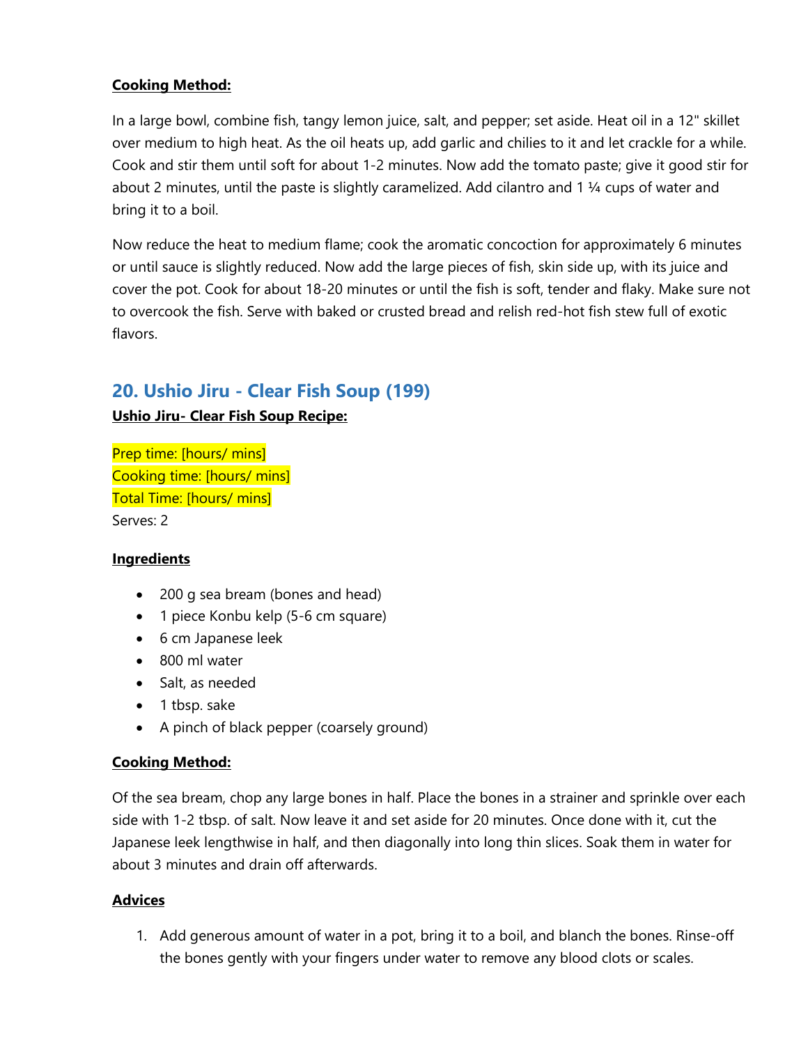**Cooking Method:**

In a large bowl, combine fish, tangy lemon juice, salt, and pepper; set aside. Heat oil in a 12" skillet over medium to high heat. As the oil heats up, add garlic and chilies to it and let crackle for a while. Cook and stir them until soft for about 1-2 minutes. Now add the tomato paste; give it good stir for about 2 minutes, until the paste is slightly caramelized. Add cilantro and 1 ¼ cups of water and bring it to a boil.

Now reduce the heat to medium flame; cook the aromatic concoction for approximately 6 minutes or until sauce is slightly reduced. Now add the large pieces of fish, skin side up, with its juice and cover the pot. Cook for about 18-20 minutes or until the fish is soft, tender and flaky. Make sure not to overcook the fish. Serve with baked or crusted bread and relish red-hot fish stew full of exotic flavors.

## 20. Ushio Jiru - Clear Fish Soup (199)

**Ushio Jiru- Clear Fish Soup Recipe:**

Prep time: [hours/ mins]
Cooking time: [hours/ mins]
Total Time: [hours/ mins]
Serves: 2

**Ingredients**

- 200 g sea bream (bones and head)
- 1 piece Konbu kelp (5-6 cm square)
- 6 cm Japanese leek
- 800 ml water
- Salt, as needed
- 1 tbsp. sake
- A pinch of black pepper (coarsely ground)

**Cooking Method:**

Of the sea bream, chop any large bones in half. Place the bones in a strainer and sprinkle over each side with 1-2 tbsp. of salt. Now leave it and set aside for 20 minutes. Once done with it, cut the Japanese leek lengthwise in half, and then diagonally into long thin slices. Soak them in water for about 3 minutes and drain off afterwards.

**Advices**

1. Add generous amount of water in a pot, bring it to a boil, and blanch the bones. Rinse-off the bones gently with your fingers under water to remove any blood clots or scales.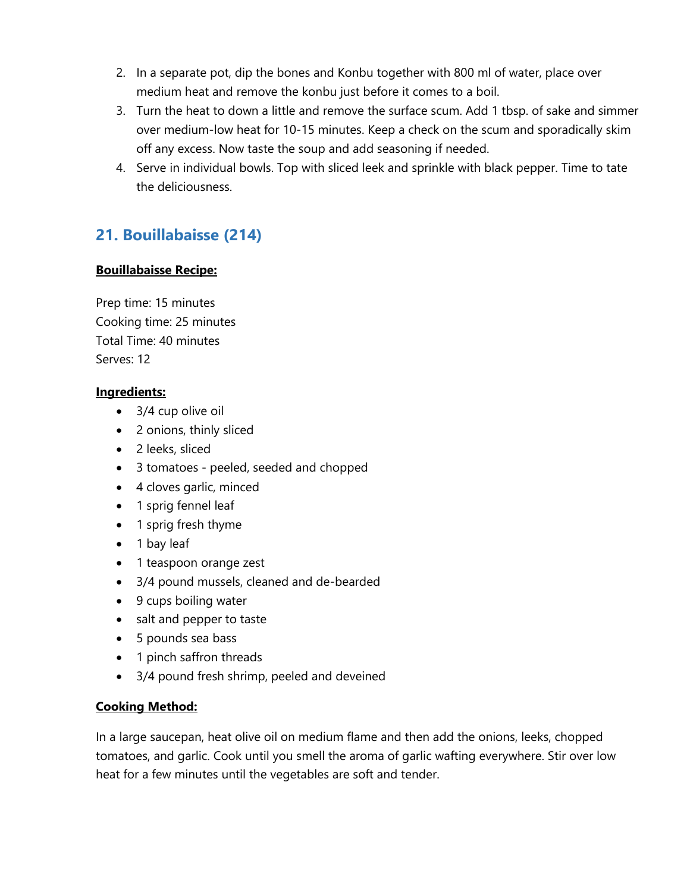2. In a separate pot, dip the bones and Konbu together with 800 ml of water, place over medium heat and remove the konbu just before it comes to a boil.
3. Turn the heat to down a little and remove the surface scum. Add 1 tbsp. of sake and simmer over medium-low heat for 10-15 minutes. Keep a check on the scum and sporadically skim off any excess. Now taste the soup and add seasoning if needed.
4. Serve in individual bowls. Top with sliced leek and sprinkle with black pepper. Time to tate the deliciousness.

## 21. Bouillabaisse (214)

**Bouillabaisse Recipe:**

Prep time: 15 minutes
Cooking time: 25 minutes
Total Time: 40 minutes
Serves: 12

**Ingredients:**

- 3/4 cup olive oil
- 2 onions, thinly sliced
- 2 leeks, sliced
- 3 tomatoes - peeled, seeded and chopped
- 4 cloves garlic, minced
- 1 sprig fennel leaf
- 1 sprig fresh thyme
- 1 bay leaf
- 1 teaspoon orange zest
- 3/4 pound mussels, cleaned and de-bearded
- 9 cups boiling water
- salt and pepper to taste
- 5 pounds sea bass
- 1 pinch saffron threads
- 3/4 pound fresh shrimp, peeled and deveined

**Cooking Method:**

In a large saucepan, heat olive oil on medium flame and then add the onions, leeks, chopped tomatoes, and garlic. Cook until you smell the aroma of garlic wafting everywhere. Stir over low heat for a few minutes until the vegetables are soft and tender.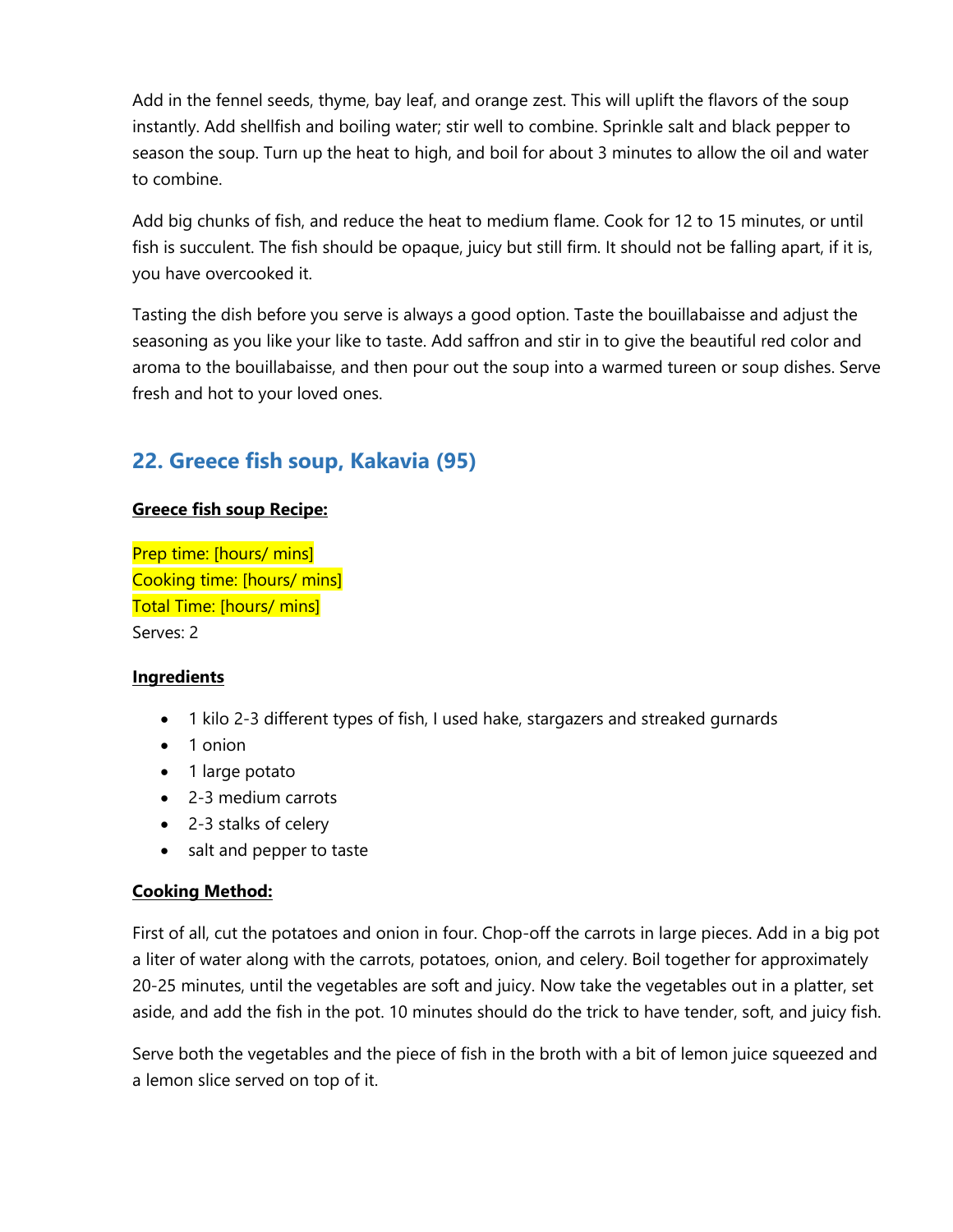Add in the fennel seeds, thyme, bay leaf, and orange zest. This will uplift the flavors of the soup instantly. Add shellfish and boiling water; stir well to combine. Sprinkle salt and black pepper to season the soup. Turn up the heat to high, and boil for about 3 minutes to allow the oil and water to combine.

Add big chunks of fish, and reduce the heat to medium flame. Cook for 12 to 15 minutes, or until fish is succulent. The fish should be opaque, juicy but still firm. It should not be falling apart, if it is, you have overcooked it.

Tasting the dish before you serve is always a good option. Taste the bouillabaisse and adjust the seasoning as you like your like to taste. Add saffron and stir in to give the beautiful red color and aroma to the bouillabaisse, and then pour out the soup into a warmed tureen or soup dishes. Serve fresh and hot to your loved ones.

## 22. Greece fish soup, Kakavia (95)

**Greece fish soup Recipe:**

Prep time: [hours/ mins]
Cooking time: [hours/ mins]
Total Time: [hours/ mins]
Serves: 2

**Ingredients**

- 1 kilo 2-3 different types of fish, I used hake, stargazers and streaked gurnards
- 1 onion
- 1 large potato
- 2-3 medium carrots
- 2-3 stalks of celery
- salt and pepper to taste

**Cooking Method:**

First of all, cut the potatoes and onion in four. Chop-off the carrots in large pieces. Add in a big pot a liter of water along with the carrots, potatoes, onion, and celery. Boil together for approximately 20-25 minutes, until the vegetables are soft and juicy. Now take the vegetables out in a platter, set aside, and add the fish in the pot. 10 minutes should do the trick to have tender, soft, and juicy fish.

Serve both the vegetables and the piece of fish in the broth with a bit of lemon juice squeezed and a lemon slice served on top of it.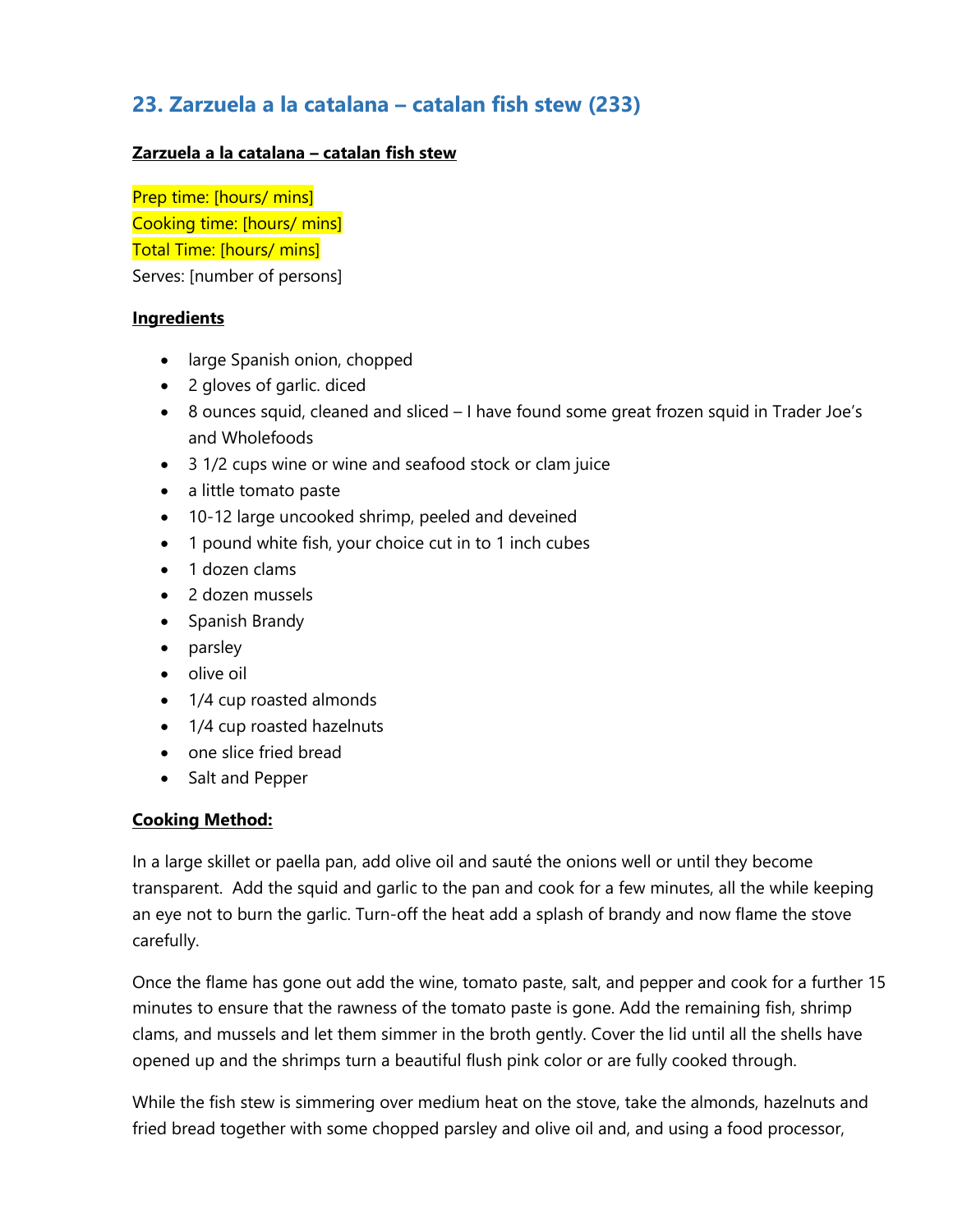## 23. Zarzuela a la catalana – catalan fish stew (233)

**Zarzuela a la catalana – catalan fish stew**

Prep time: [hours/ mins]
Cooking time: [hours/ mins]
Total Time: [hours/ mins]
Serves: [number of persons]

**Ingredients**

- large Spanish onion, chopped
- 2 gloves of garlic. diced
- 8 ounces squid, cleaned and sliced – I have found some great frozen squid in Trader Joe's and Wholefoods
- 3 1/2 cups wine or wine and seafood stock or clam juice
- a little tomato paste
- 10-12 large uncooked shrimp, peeled and deveined
- 1 pound white fish, your choice cut in to 1 inch cubes
- 1 dozen clams
- 2 dozen mussels
- Spanish Brandy
- parsley
- olive oil
- 1/4 cup roasted almonds
- 1/4 cup roasted hazelnuts
- one slice fried bread
- Salt and Pepper

**Cooking Method:**

In a large skillet or paella pan, add olive oil and sauté the onions well or until they become transparent. Add the squid and garlic to the pan and cook for a few minutes, all the while keeping an eye not to burn the garlic. Turn-off the heat add a splash of brandy and now flame the stove carefully.

Once the flame has gone out add the wine, tomato paste, salt, and pepper and cook for a further 15 minutes to ensure that the rawness of the tomato paste is gone. Add the remaining fish, shrimp clams, and mussels and let them simmer in the broth gently. Cover the lid until all the shells have opened up and the shrimps turn a beautiful flush pink color or are fully cooked through.

While the fish stew is simmering over medium heat on the stove, take the almonds, hazelnuts and fried bread together with some chopped parsley and olive oil and, and using a food processor,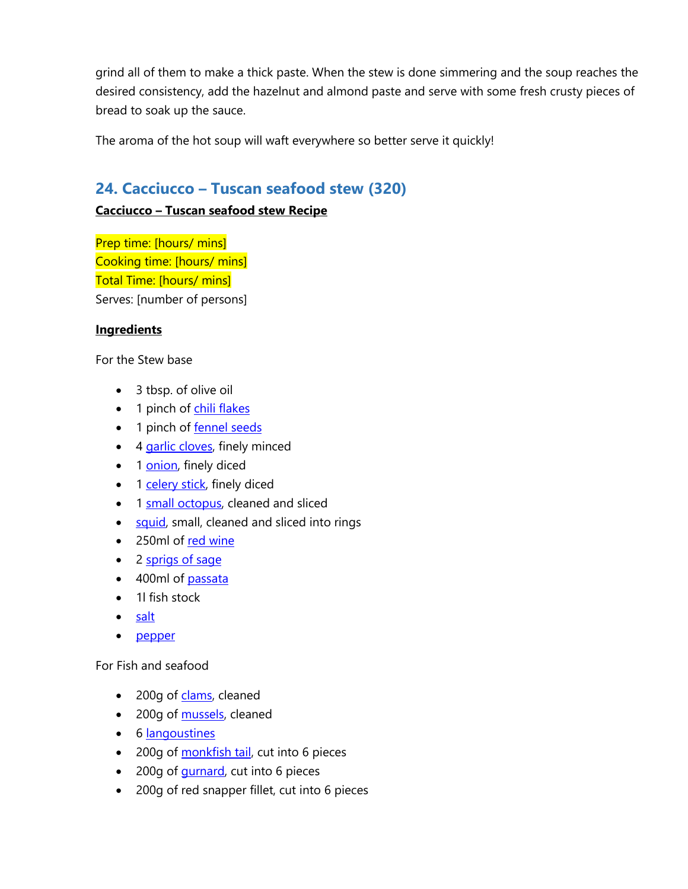grind all of them to make a thick paste. When the stew is done simmering and the soup reaches the desired consistency, add the hazelnut and almond paste and serve with some fresh crusty pieces of bread to soak up the sauce.

The aroma of the hot soup will waft everywhere so better serve it quickly!

## 24. Cacciucco – Tuscan seafood stew (320)

**Cacciucco – Tuscan seafood stew Recipe**

Prep time: [hours/ mins]
Cooking time: [hours/ mins]
Total Time: [hours/ mins]
Serves: [number of persons]

**Ingredients**

For the Stew base

- 3 tbsp. of olive oil
- 1 pinch of chili flakes
- 1 pinch of fennel seeds
- 4 garlic cloves, finely minced
- 1 onion, finely diced
- 1 celery stick, finely diced
- 1 small octopus, cleaned and sliced
- squid, small, cleaned and sliced into rings
- 250ml of red wine
- 2 sprigs of sage
- 400ml of passata
- 1l fish stock
- salt
- pepper

For Fish and seafood

- 200g of clams, cleaned
- 200g of mussels, cleaned
- 6 langoustines
- 200g of monkfish tail, cut into 6 pieces
- 200g of gurnard, cut into 6 pieces
- 200g of red snapper fillet, cut into 6 pieces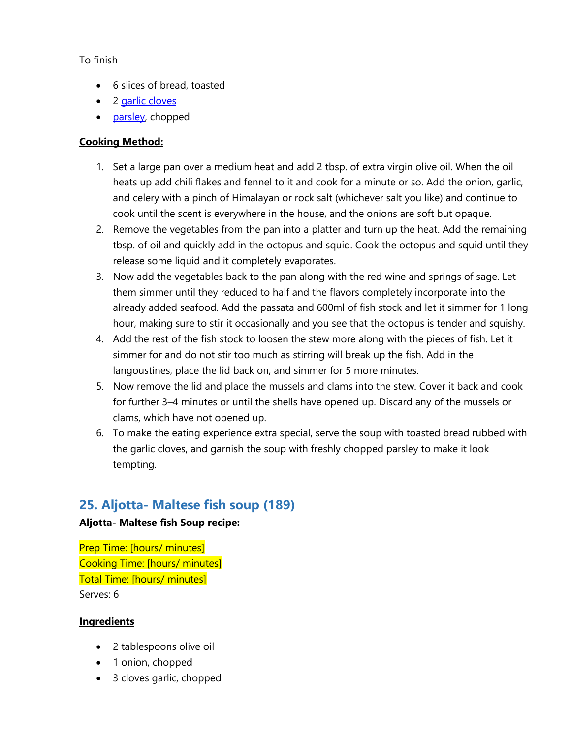To finish

- 6 slices of bread, toasted
- 2 garlic cloves
- parsley, chopped

**Cooking Method:**

1. Set a large pan over a medium heat and add 2 tbsp. of extra virgin olive oil. When the oil heats up add chili flakes and fennel to it and cook for a minute or so. Add the onion, garlic, and celery with a pinch of Himalayan or rock salt (whichever salt you like) and continue to cook until the scent is everywhere in the house, and the onions are soft but opaque.
2. Remove the vegetables from the pan into a platter and turn up the heat. Add the remaining tbsp. of oil and quickly add in the octopus and squid. Cook the octopus and squid until they release some liquid and it completely evaporates.
3. Now add the vegetables back to the pan along with the red wine and springs of sage. Let them simmer until they reduced to half and the flavors completely incorporate into the already added seafood. Add the passata and 600ml of fish stock and let it simmer for 1 long hour, making sure to stir it occasionally and you see that the octopus is tender and squishy.
4. Add the rest of the fish stock to loosen the stew more along with the pieces of fish. Let it simmer for and do not stir too much as stirring will break up the fish. Add in the langoustines, place the lid back on, and simmer for 5 more minutes.
5. Now remove the lid and place the mussels and clams into the stew. Cover it back and cook for further 3–4 minutes or until the shells have opened up. Discard any of the mussels or clams, which have not opened up.
6. To make the eating experience extra special, serve the soup with toasted bread rubbed with the garlic cloves, and garnish the soup with freshly chopped parsley to make it look tempting.

## 25. Aljotta- Maltese fish soup (189)

**Aljotta- Maltese fish Soup recipe:**

Prep Time: [hours/ minutes]
Cooking Time: [hours/ minutes]
Total Time: [hours/ minutes]
Serves: 6

**Ingredients**

- 2 tablespoons olive oil
- 1 onion, chopped
- 3 cloves garlic, chopped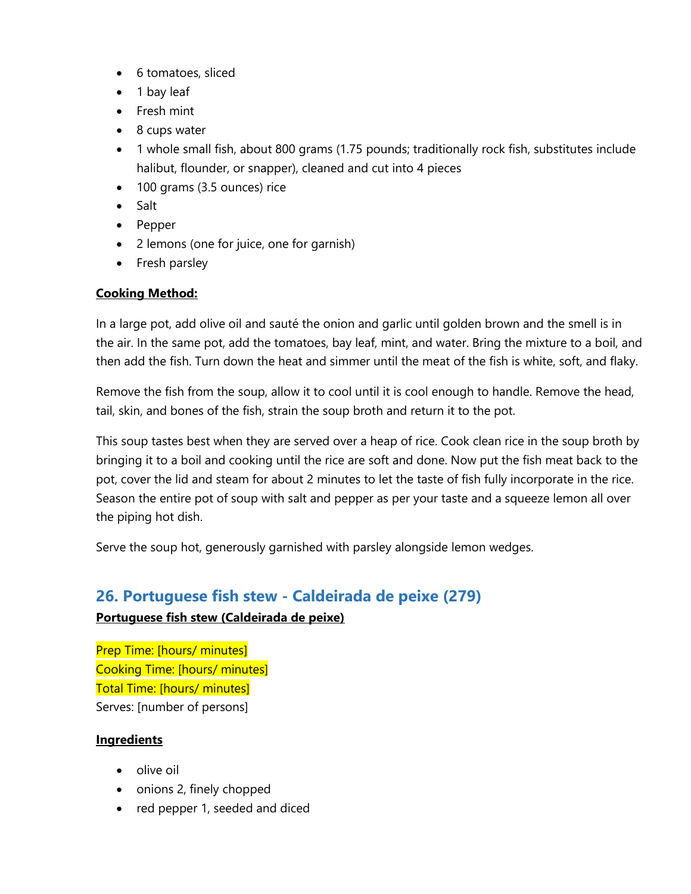- 6 tomatoes, sliced
- 1 bay leaf
- Fresh mint
- 8 cups water
- 1 whole small fish, about 800 grams (1.75 pounds; traditionally rock fish, substitutes include halibut, flounder, or snapper), cleaned and cut into 4 pieces
- 100 grams (3.5 ounces) rice
- Salt
- Pepper
- 2 lemons (one for juice, one for garnish)
- Fresh parsley

**Cooking Method:**

In a large pot, add olive oil and sauté the onion and garlic until golden brown and the smell is in the air. In the same pot, add the tomatoes, bay leaf, mint, and water. Bring the mixture to a boil, and then add the fish. Turn down the heat and simmer until the meat of the fish is white, soft, and flaky.

Remove the fish from the soup, allow it to cool until it is cool enough to handle. Remove the head, tail, skin, and bones of the fish, strain the soup broth and return it to the pot.

This soup tastes best when they are served over a heap of rice. Cook clean rice in the soup broth by bringing it to a boil and cooking until the rice are soft and done. Now put the fish meat back to the pot, cover the lid and steam for about 2 minutes to let the taste of fish fully incorporate in the rice. Season the entire pot of soup with salt and pepper as per your taste and a squeeze lemon all over the piping hot dish.

Serve the soup hot, generously garnished with parsley alongside lemon wedges.

## 26. Portuguese fish stew - Caldeirada de peixe (279)

**Portuguese fish stew (Caldeirada de peixe)**

Prep Time: [hours/ minutes]
Cooking Time: [hours/ minutes]
Total Time: [hours/ minutes]
Serves: [number of persons]

**Ingredients**

- olive oil
- onions 2, finely chopped
- red pepper 1, seeded and diced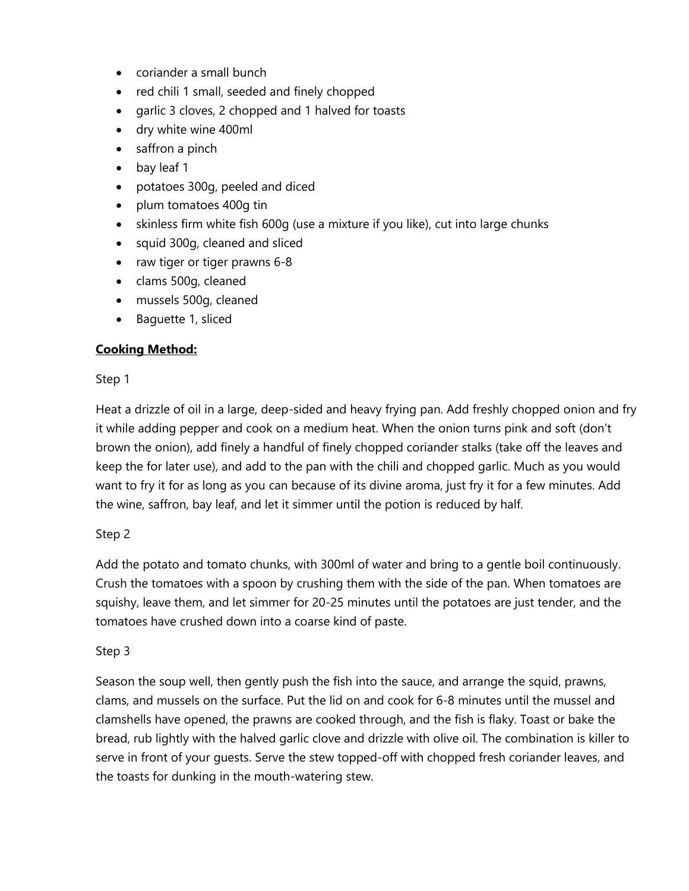- coriander a small bunch
- red chili 1 small, seeded and finely chopped
- garlic 3 cloves, 2 chopped and 1 halved for toasts
- dry white wine 400ml
- saffron a pinch
- bay leaf 1
- potatoes 300g, peeled and diced
- plum tomatoes 400g tin
- skinless firm white fish 600g (use a mixture if you like), cut into large chunks
- squid 300g, cleaned and sliced
- raw tiger or tiger prawns 6-8
- clams 500g, cleaned
- mussels 500g, cleaned
- Baguette 1, sliced

**Cooking Method:**

Step 1

Heat a drizzle of oil in a large, deep-sided and heavy frying pan. Add freshly chopped onion and fry it while adding pepper and cook on a medium heat. When the onion turns pink and soft (don't brown the onion), add finely a handful of finely chopped coriander stalks (take off the leaves and keep the for later use), and add to the pan with the chili and chopped garlic. Much as you would want to fry it for as long as you can because of its divine aroma, just fry it for a few minutes. Add the wine, saffron, bay leaf, and let it simmer until the potion is reduced by half.

Step 2

Add the potato and tomato chunks, with 300ml of water and bring to a gentle boil continuously. Crush the tomatoes with a spoon by crushing them with the side of the pan. When tomatoes are squishy, leave them, and let simmer for 20-25 minutes until the potatoes are just tender, and the tomatoes have crushed down into a coarse kind of paste.

Step 3

Season the soup well, then gently push the fish into the sauce, and arrange the squid, prawns, clams, and mussels on the surface. Put the lid on and cook for 6-8 minutes until the mussel and clamshells have opened, the prawns are cooked through, and the fish is flaky. Toast or bake the bread, rub lightly with the halved garlic clove and drizzle with olive oil. The combination is killer to serve in front of your guests. Serve the stew topped-off with chopped fresh coriander leaves, and the toasts for dunking in the mouth-watering stew.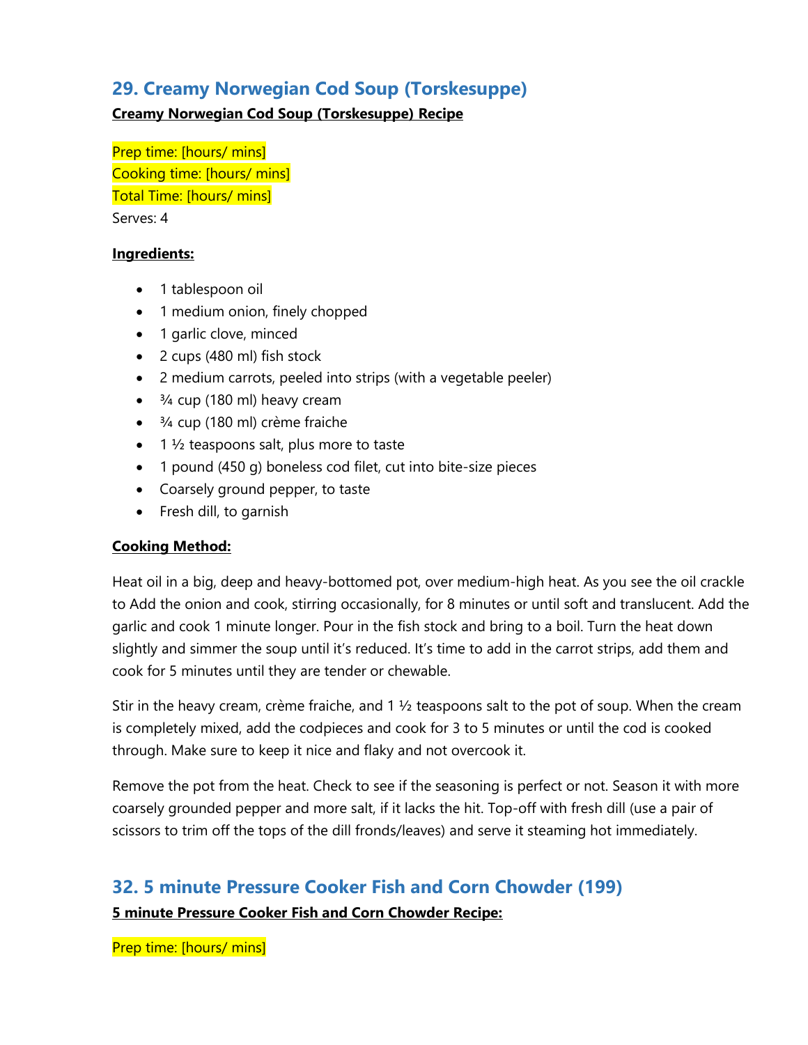## 29. Creamy Norwegian Cod Soup (Torskesuppe)

**Creamy Norwegian Cod Soup (Torskesuppe) Recipe**

Prep time: [hours/ mins]
Cooking time: [hours/ mins]
Total Time: [hours/ mins]
Serves: 4

**Ingredients:**

- 1 tablespoon oil
- 1 medium onion, finely chopped
- 1 garlic clove, minced
- 2 cups (480 ml) fish stock
- 2 medium carrots, peeled into strips (with a vegetable peeler)
- ¾ cup (180 ml) heavy cream
- ¾ cup (180 ml) crème fraiche
- 1 ½ teaspoons salt, plus more to taste
- 1 pound (450 g) boneless cod filet, cut into bite-size pieces
- Coarsely ground pepper, to taste
- Fresh dill, to garnish

**Cooking Method:**

Heat oil in a big, deep and heavy-bottomed pot, over medium-high heat. As you see the oil crackle to Add the onion and cook, stirring occasionally, for 8 minutes or until soft and translucent. Add the garlic and cook 1 minute longer. Pour in the fish stock and bring to a boil. Turn the heat down slightly and simmer the soup until it's reduced. It's time to add in the carrot strips, add them and cook for 5 minutes until they are tender or chewable.

Stir in the heavy cream, crème fraiche, and 1 ½ teaspoons salt to the pot of soup. When the cream is completely mixed, add the codpieces and cook for 3 to 5 minutes or until the cod is cooked through. Make sure to keep it nice and flaky and not overcook it.

Remove the pot from the heat. Check to see if the seasoning is perfect or not. Season it with more coarsely grounded pepper and more salt, if it lacks the hit. Top-off with fresh dill (use a pair of scissors to trim off the tops of the dill fronds/leaves) and serve it steaming hot immediately.

## 32. 5 minute Pressure Cooker Fish and Corn Chowder (199)

**5 minute Pressure Cooker Fish and Corn Chowder Recipe:**

Prep time: [hours/ mins]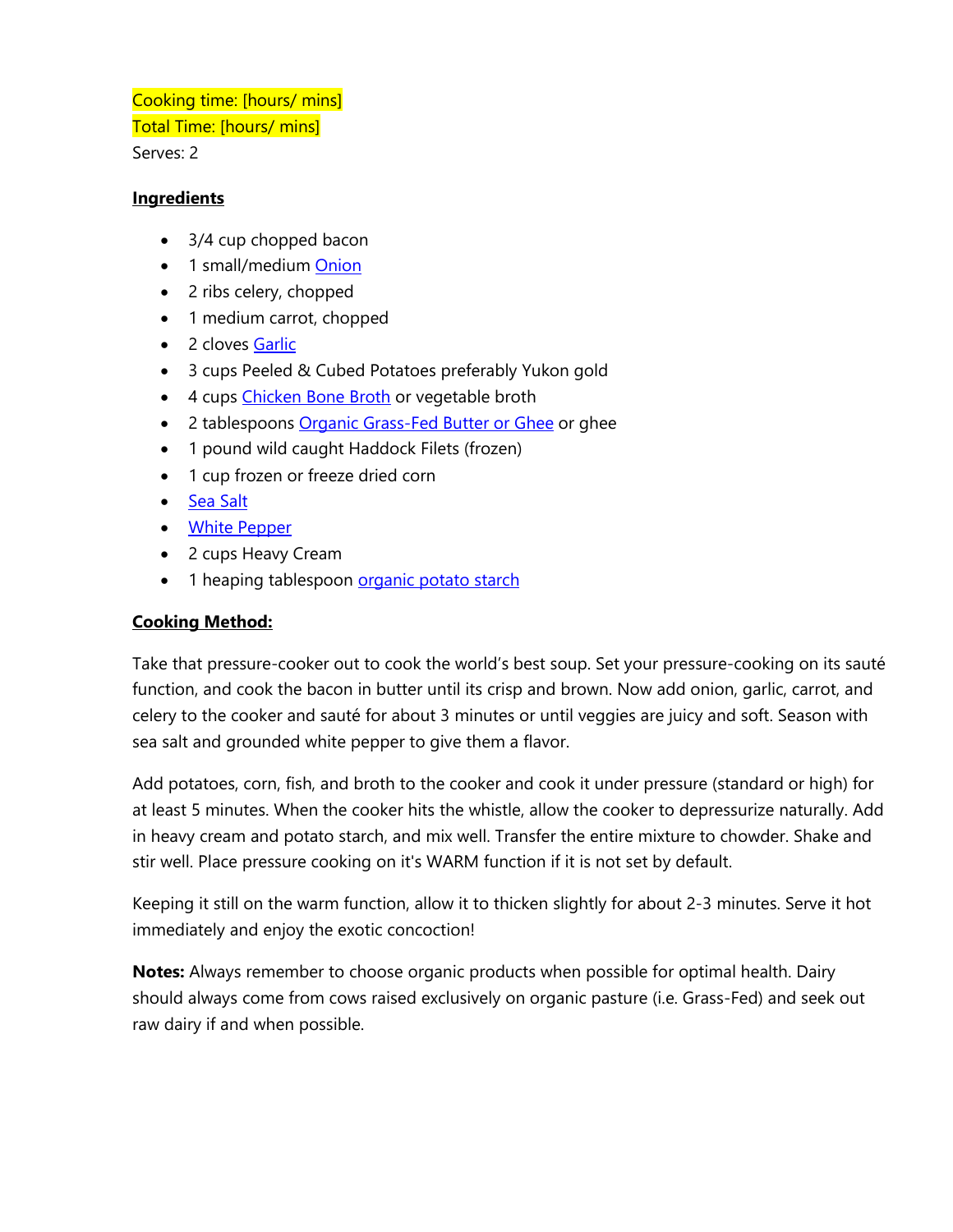Cooking time: [hours/ mins]

Total Time: [hours/ mins]

Serves: 2

**Ingredients**

- 3/4 cup chopped bacon
- 1 small/medium Onion
- 2 ribs celery, chopped
- 1 medium carrot, chopped
- 2 cloves Garlic
- 3 cups Peeled & Cubed Potatoes preferably Yukon gold
- 4 cups Chicken Bone Broth or vegetable broth
- 2 tablespoons Organic Grass-Fed Butter or Ghee or ghee
- 1 pound wild caught Haddock Filets (frozen)
- 1 cup frozen or freeze dried corn
- Sea Salt
- White Pepper
- 2 cups Heavy Cream
- 1 heaping tablespoon organic potato starch

**Cooking Method:**

Take that pressure-cooker out to cook the world's best soup. Set your pressure-cooking on its sauté function, and cook the bacon in butter until its crisp and brown. Now add onion, garlic, carrot, and celery to the cooker and sauté for about 3 minutes or until veggies are juicy and soft. Season with sea salt and grounded white pepper to give them a flavor.

Add potatoes, corn, fish, and broth to the cooker and cook it under pressure (standard or high) for at least 5 minutes. When the cooker hits the whistle, allow the cooker to depressurize naturally. Add in heavy cream and potato starch, and mix well. Transfer the entire mixture to chowder. Shake and stir well. Place pressure cooking on it's WARM function if it is not set by default.

Keeping it still on the warm function, allow it to thicken slightly for about 2-3 minutes. Serve it hot immediately and enjoy the exotic concoction!

**Notes:** Always remember to choose organic products when possible for optimal health. Dairy should always come from cows raised exclusively on organic pasture (i.e. Grass-Fed) and seek out raw dairy if and when possible.